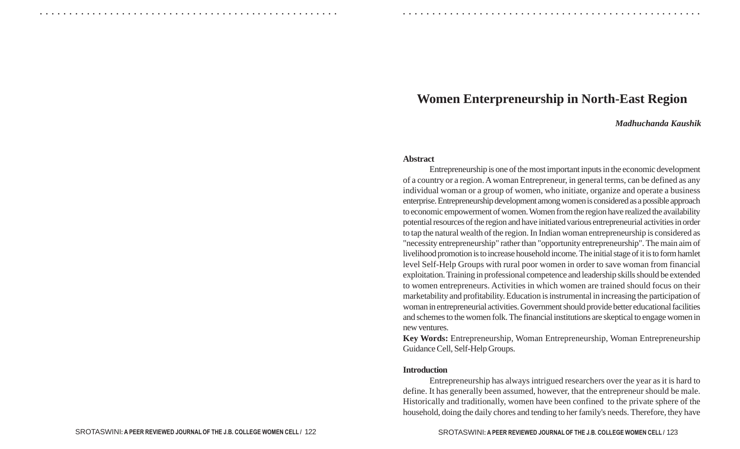# Women Entrepreneurship in North-East Region

***Madhuchanda Kaushik***

**Abstract**

Entrepreneurship is one of the most important inputs in the economic development of a country or a region. A woman Entrepreneur, in general terms, can be defined as any individual woman or a group of women, who initiate, organize and operate a business enterprise. Entrepreneurship development among women is considered as a possible approach to economic empowerment of women. Women from the region have realized the availability potential resources of the region and have initiated various entrepreneurial activities in order to tap the natural wealth of the region. In Indian woman entrepreneurship is considered as "necessity entrepreneurship" rather than "opportunity entrepreneurship". The main aim of livelihood promotion is to increase household income. The initial stage of it is to form hamlet level Self-Help Groups with rural poor women in order to save woman from financial exploitation. Training in professional competence and leadership skills should be extended to women entrepreneurs. Activities in which women are trained should focus on their marketability and profitability. Education is instrumental in increasing the participation of woman in entrepreneurial activities. Government should provide better educational facilities and schemes to the women folk. The financial institutions are skeptical to engage women in new ventures.

**Key Words:** Entrepreneurship, Woman Entrepreneurship, Woman Entrepreneurship Guidance Cell, Self-Help Groups.

**Introduction**

Entrepreneurship has always intrigued researchers over the year as it is hard to define. It has generally been assumed, however, that the entrepreneur should be male. Historically and traditionally, women have been confined to the private sphere of the household, doing the daily chores and tending to her family's needs. Therefore, they have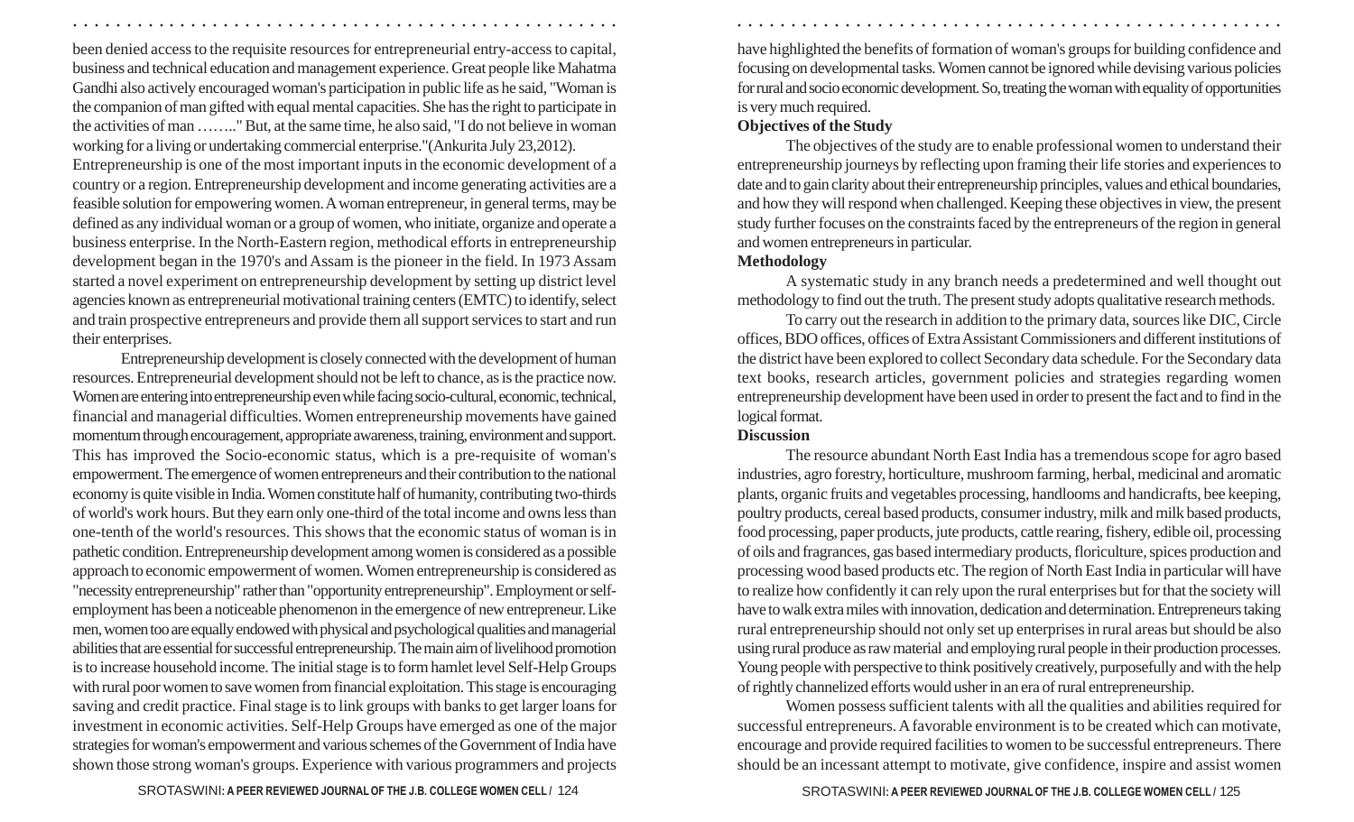been denied access to the requisite resources for entrepreneurial entry-access to capital, business and technical education and management experience. Great people like Mahatma Gandhi also actively encouraged woman's participation in public life as he said, "Woman is the companion of man gifted with equal mental capacities. She has the right to participate in the activities of man …….." But, at the same time, he also said, "I do not believe in woman working for a living or undertaking commercial enterprise."(Ankurita July 23,2012).

Entrepreneurship is one of the most important inputs in the economic development of a country or a region. Entrepreneurship development and income generating activities are a feasible solution for empowering women. A woman entrepreneur, in general terms, may be defined as any individual woman or a group of women, who initiate, organize and operate a business enterprise. In the North-Eastern region, methodical efforts in entrepreneurship development began in the 1970's and Assam is the pioneer in the field. In 1973 Assam started a novel experiment on entrepreneurship development by setting up district level agencies known as entrepreneurial motivational training centers (EMTC) to identify, select and train prospective entrepreneurs and provide them all support services to start and run their enterprises.

Entrepreneurship development is closely connected with the development of human resources. Entrepreneurial development should not be left to chance, as is the practice now. Women are entering into entrepreneurship even while facing socio-cultural, economic, technical, financial and managerial difficulties. Women entrepreneurship movements have gained momentum through encouragement, appropriate awareness, training, environment and support. This has improved the Socio-economic status, which is a pre-requisite of woman's empowerment. The emergence of women entrepreneurs and their contribution to the national economy is quite visible in India. Women constitute half of humanity, contributing two-thirds of world's work hours. But they earn only one-third of the total income and owns less than one-tenth of the world's resources. This shows that the economic status of woman is in pathetic condition. Entrepreneurship development among women is considered as a possible approach to economic empowerment of women. Women entrepreneurship is considered as "necessity entrepreneurship" rather than "opportunity entrepreneurship". Employment or self-employment has been a noticeable phenomenon in the emergence of new entrepreneur. Like men, women too are equally endowed with physical and psychological qualities and managerial abilities that are essential for successful entrepreneurship. The main aim of livelihood promotion is to increase household income. The initial stage is to form hamlet level Self-Help Groups with rural poor women to save women from financial exploitation. This stage is encouraging saving and credit practice. Final stage is to link groups with banks to get larger loans for investment in economic activities. Self-Help Groups have emerged as one of the major strategies for woman's empowerment and various schemes of the Government of India have shown those strong woman's groups. Experience with various programmers and projects have highlighted the benefits of formation of woman's groups for building confidence and focusing on developmental tasks. Women cannot be ignored while devising various policies for rural and socio economic development. So, treating the woman with equality of opportunities is very much required.

**Objectives of the Study**

The objectives of the study are to enable professional women to understand their entrepreneurship journeys by reflecting upon framing their life stories and experiences to date and to gain clarity about their entrepreneurship principles, values and ethical boundaries, and how they will respond when challenged. Keeping these objectives in view, the present study further focuses on the constraints faced by the entrepreneurs of the region in general and women entrepreneurs in particular.

**Methodology**

A systematic study in any branch needs a predetermined and well thought out methodology to find out the truth. The present study adopts qualitative research methods.

To carry out the research in addition to the primary data, sources like DIC, Circle offices, BDO offices, offices of Extra Assistant Commissioners and different institutions of the district have been explored to collect Secondary data schedule. For the Secondary data text books, research articles, government policies and strategies regarding women entrepreneurship development have been used in order to present the fact and to find in the logical format.

**Discussion**

The resource abundant North East India has a tremendous scope for agro based industries, agro forestry, horticulture, mushroom farming, herbal, medicinal and aromatic plants, organic fruits and vegetables processing, handlooms and handicrafts, bee keeping, poultry products, cereal based products, consumer industry, milk and milk based products, food processing, paper products, jute products, cattle rearing, fishery, edible oil, processing of oils and fragrances, gas based intermediary products, floriculture, spices production and processing wood based products etc. The region of North East India in particular will have to realize how confidently it can rely upon the rural enterprises but for that the society will have to walk extra miles with innovation, dedication and determination. Entrepreneurs taking rural entrepreneurship should not only set up enterprises in rural areas but should be also using rural produce as raw material and employing rural people in their production processes. Young people with perspective to think positively creatively, purposefully and with the help of rightly channelized efforts would usher in an era of rural entrepreneurship.

Women possess sufficient talents with all the qualities and abilities required for successful entrepreneurs. A favorable environment is to be created which can motivate, encourage and provide required facilities to women to be successful entrepreneurs. There should be an incessant attempt to motivate, give confidence, inspire and assist women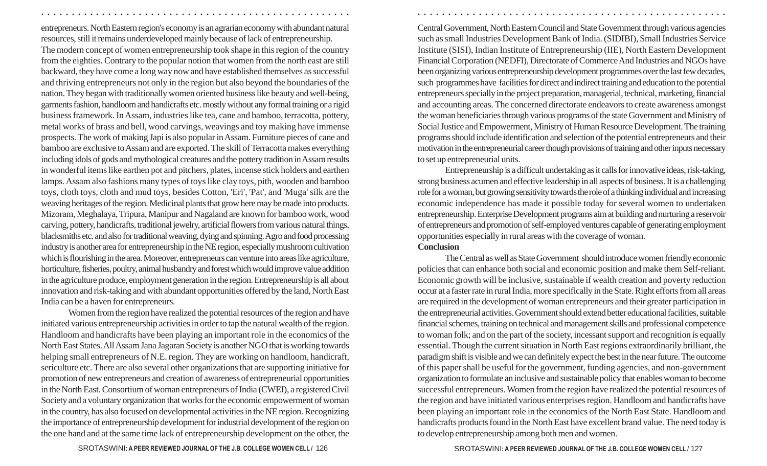entrepreneurs. North Eastern region's economy is an agrarian economy with abundant natural resources, still it remains underdeveloped mainly because of lack of entrepreneurship.

The modern concept of women entrepreneurship took shape in this region of the country from the eighties. Contrary to the popular notion that women from the north east are still backward, they have come a long way now and have established themselves as successful and thriving entrepreneurs not only in the region but also beyond the boundaries of the nation. They began with traditionally women oriented business like beauty and well-being, garments fashion, handloom and handicrafts etc. mostly without any formal training or a rigid business framework. In Assam, industries like tea, cane and bamboo, terracotta, pottery, metal works of brass and bell, wood carvings, weavings and toy making have immense prospects. The work of making Japi is also popular in Assam. Furniture pieces of cane and bamboo are exclusive to Assam and are exported. The skill of Terracotta makes everything including idols of gods and mythological creatures and the pottery tradition in Assam results in wonderful items like earthen pot and pitchers, plates, incense stick holders and earthen lamps. Assam also fashions many types of toys like clay toys, pith, wooden and bamboo toys, cloth toys, cloth and mud toys, besides Cotton, 'Eri', 'Pat', and 'Muga' silk are the weaving heritages of the region. Medicinal plants that grow here may be made into products. Mizoram, Meghalaya, Tripura, Manipur and Nagaland are known for bamboo work, wood carving, pottery, handicrafts, traditional jewelry, artificial flowers from various natural things, blacksmiths etc. and also for traditional weaving, dying and spinning. Agro and food processing industry is another area for entrepreneurship in the NE region, especially mushroom cultivation which is flourishing in the area. Moreover, entrepreneurs can venture into areas like agriculture, horticulture, fisheries, poultry, animal husbandry and forest which would improve value addition in the agriculture produce, employment generation in the region. Entrepreneurship is all about innovation and risk-taking and with abundant opportunities offered by the land, North East India can be a haven for entrepreneurs.

Women from the region have realized the potential resources of the region and have initiated various entrepreneurship activities in order to tap the natural wealth of the region. Handloom and handicrafts have been playing an important role in the economics of the North East States. All Assam Jana Jagaran Society is another NGO that is working towards helping small entrepreneurs of N.E. region. They are working on handloom, handicraft, sericulture etc. There are also several other organizations that are supporting initiative for promotion of new entrepreneurs and creation of awareness of entrepreneurial opportunities in the North East. Consortium of woman entrepreneurs of India (CWEI), a registered Civil Society and a voluntary organization that works for the economic empowerment of woman in the country, has also focused on developmental activities in the NE region. Recognizing the importance of entrepreneurship development for industrial development of the region on the one hand and at the same time lack of entrepreneurship development on the other, the Central Government, North Eastern Council and State Government through various agencies such as small Industries Development Bank of India. (SIDIBI), Small Industries Service Institute (SISI), Indian Institute of Entrepreneurship (IIE), North Eastern Development Financial Corporation (NEDFI), Directorate of Commerce And Industries and NGOs have been organizing various entrepreneurship development programmes over the last few decades, such programmes have facilities for direct and indirect training and education to the potential entrepreneurs specially in the project preparation, managerial, technical, marketing, financial and accounting areas. The concerned directorate endeavors to create awareness amongst the woman beneficiaries through various programs of the state Government and Ministry of Social Justice and Empowerment, Ministry of Human Resource Development. The training programs should include identification and selection of the potential entrepreneurs and their motivation in the entrepreneurial career though provisions of training and other inputs necessary to set up entrepreneurial units.

Entrepreneurship is a difficult undertaking as it calls for innovative ideas, risk-taking, strong business acumen and effective leadership in all aspects of business. It is a challenging role for a woman, but growing sensitivity towards the role of a thinking individual and increasing economic independence has made it possible today for several women to undertaken entrepreneurship. Enterprise Development programs aim at building and nurturing a reservoir of entrepreneurs and promotion of self-employed ventures capable of generating employment opportunities especially in rural areas with the coverage of woman.

**Conclusion**

The Central as well as State Government should introduce women friendly economic policies that can enhance both social and economic position and make them Self-reliant. Economic growth will be inclusive, sustainable if wealth creation and poverty reduction occur at a faster rate in rural India, more specifically in the State. Right efforts from all areas are required in the development of woman entrepreneurs and their greater participation in the entrepreneurial activities. Government should extend better educational facilities, suitable financial schemes, training on technical and management skills and professional competence to woman folk; and on the part of the society, incessant support and recognition is equally essential. Though the current situation in North East regions extraordinarily brilliant, the paradigm shift is visible and we can definitely expect the best in the near future. The outcome of this paper shall be useful for the government, funding agencies, and non-government organization to formulate an inclusive and sustainable policy that enables woman to become successful entrepreneurs. Women from the region have realized the potential resources of the region and have initiated various enterprises region. Handloom and handicrafts have been playing an important role in the economics of the North East State. Handloom and handicrafts products found in the North East have excellent brand value. The need today is to develop entrepreneurship among both men and women.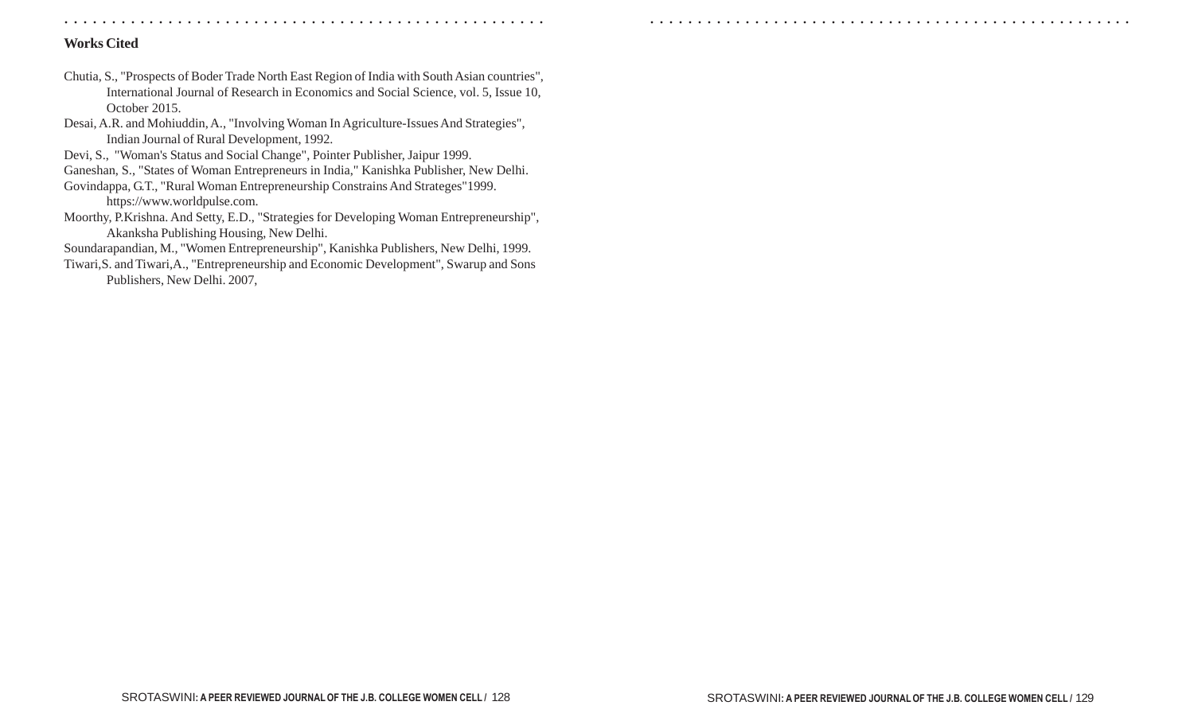## Works Cited

Chutia, S., "Prospects of Boder Trade North East Region of India with South Asian countries", International Journal of Research in Economics and Social Science, vol. 5, Issue 10, October 2015.

Desai, A.R. and Mohiuddin, A., "Involving Woman In Agriculture-Issues And Strategies", Indian Journal of Rural Development, 1992.

Devi, S., "Woman's Status and Social Change", Pointer Publisher, Jaipur 1999.

Ganeshan, S., "States of Woman Entrepreneurs in India," Kanishka Publisher, New Delhi.

Govindappa, G.T., "Rural Woman Entrepreneurship Constrains And Strateges"1999. https://www.worldpulse.com.

Moorthy, P.Krishna. And Setty, E.D., "Strategies for Developing Woman Entrepreneurship", Akanksha Publishing Housing, New Delhi.

Soundarapandian, M., "Women Entrepreneurship", Kanishka Publishers, New Delhi, 1999.

Tiwari,S. and Tiwari,A., "Entrepreneurship and Economic Development", Swarup and Sons Publishers, New Delhi. 2007,